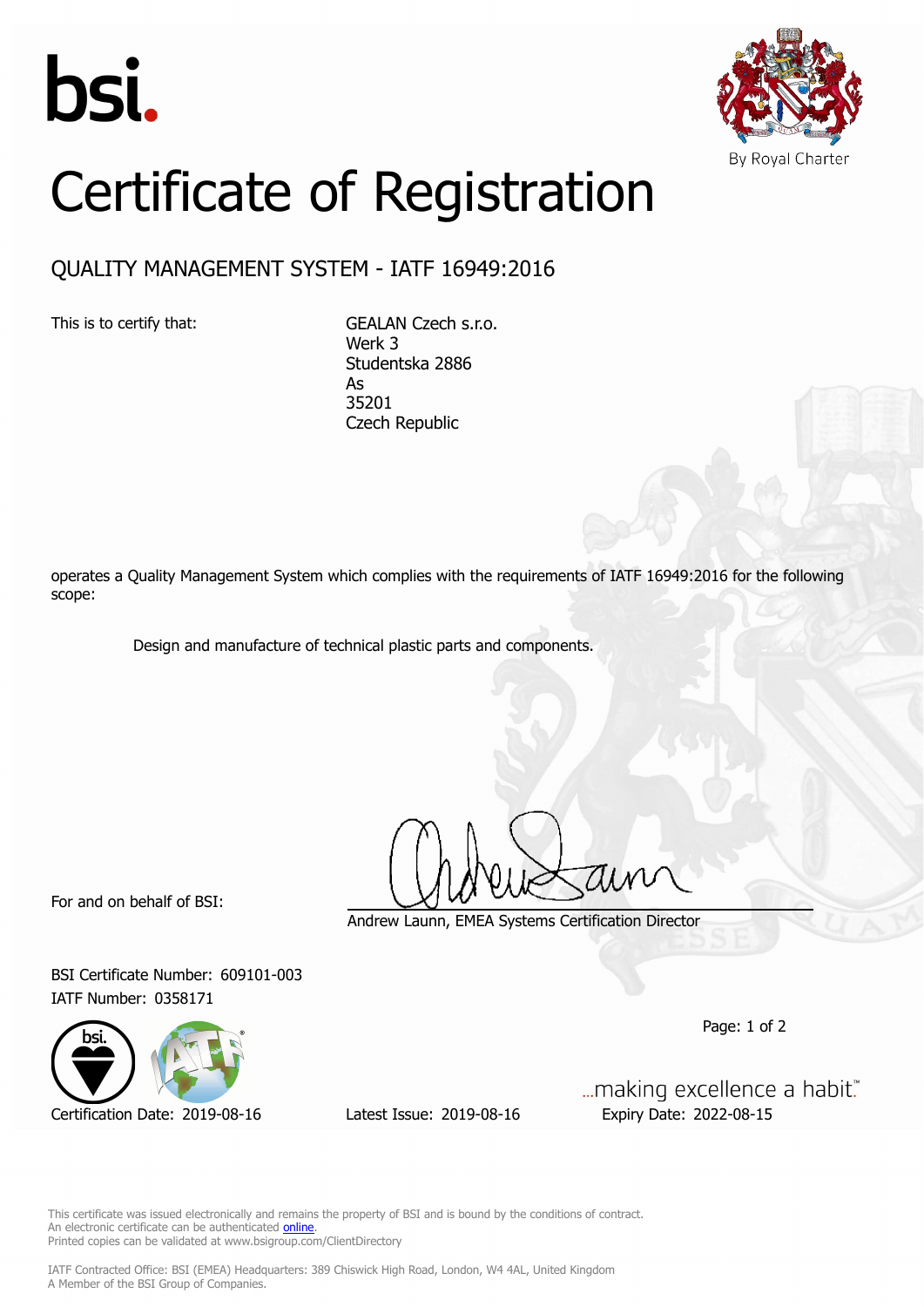bsi.

By Royal Charter

# Certificate of Registration

## QUALITY MANAGEMENT SYSTEM - IATF 16949:2016

This is to certify that:

GEALAN Czech s.r.o.
Werk 3
Studentska 2886
As
35201
Czech Republic

operates a Quality Management System which complies with the requirements of IATF 16949:2016 for the following scope:

Design and manufacture of technical plastic parts and components.

For and on behalf of BSI:

Andrew Launn, EMEA Systems Certification Director

BSI Certificate Number: 609101-003
IATF Number: 0358171

...making excellence a habit.™

Certification Date: 2019-08-16 Latest Issue: 2019-08-16 Expiry Date: 2022-08-15

This certificate was issued electronically and remains the property of BSI and is bound by the conditions of contract.
An electronic certificate can be authenticated online.
Printed copies can be validated at www.bsigroup.com/ClientDirectory

IATF Contracted Office: BSI (EMEA) Headquarters: 389 Chiswick High Road, London, W4 4AL, United Kingdom
A Member of the BSI Group of Companies.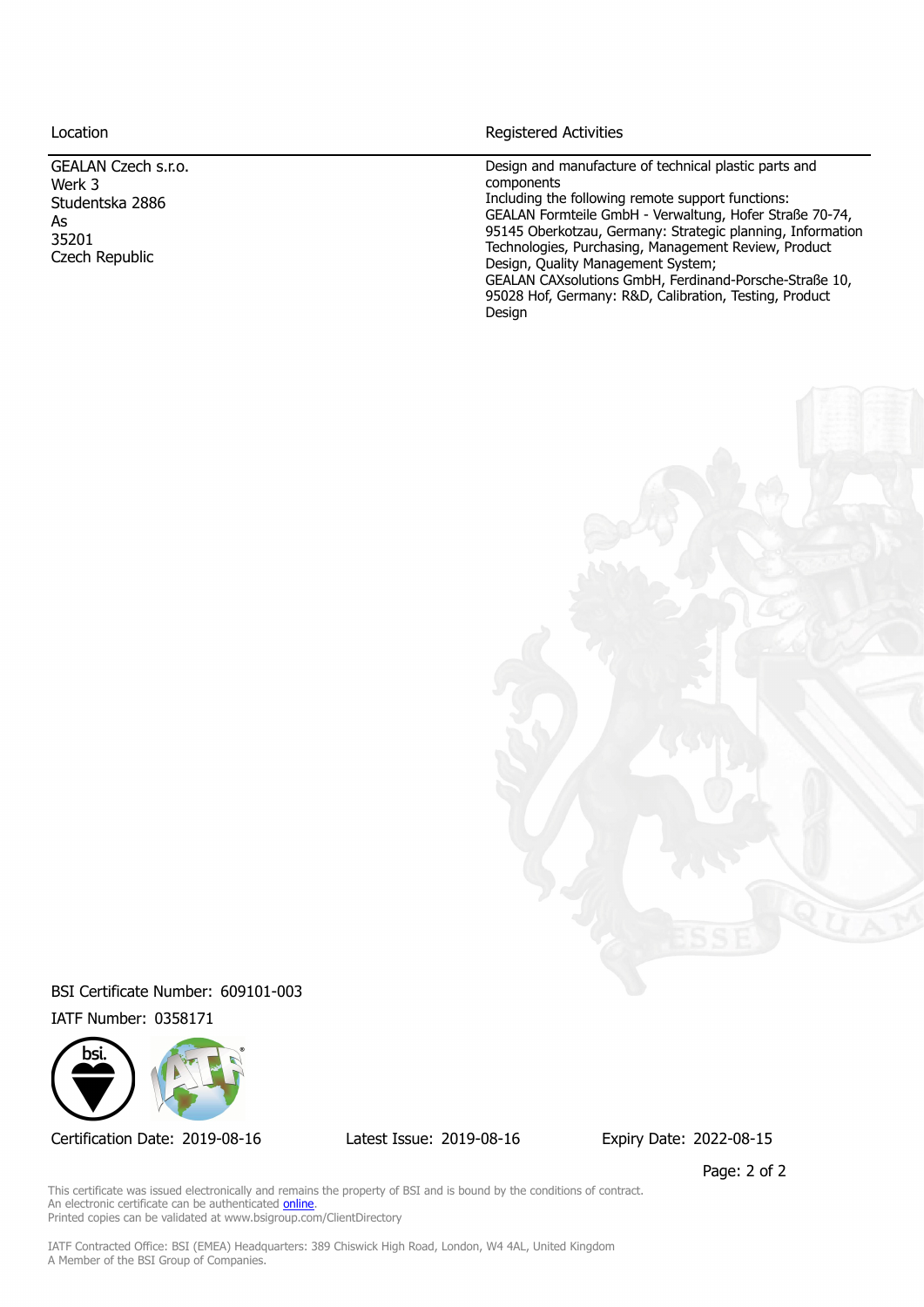| Location | Registered Activities |
| --- | --- |
| GEALAN Czech s.r.o.<br>Werk 3<br>Studentska 2886<br>As<br>35201<br>Czech Republic | Design and manufacture of technical plastic parts and components<br>Including the following remote support functions:<br>GEALAN Formteile GmbH - Verwaltung, Hofer Straße 70-74, 95145 Oberkotzau, Germany: Strategic planning, Information Technologies, Purchasing, Management Review, Product Design, Quality Management System;<br>GEALAN CAXsolutions GmbH, Ferdinand-Porsche-Straße 10, 95028 Hof, Germany: R&D, Calibration, Testing, Product Design |

BSI Certificate Number: 609101-003

IATF Number: 0358171

Certification Date: 2019-08-16 Latest Issue: 2019-08-16 Expiry Date: 2022-08-15

This certificate was issued electronically and remains the property of BSI and is bound by the conditions of contract.
An electronic certificate can be authenticated online.
Printed copies can be validated at www.bsigroup.com/ClientDirectory

IATF Contracted Office: BSI (EMEA) Headquarters: 389 Chiswick High Road, London, W4 4AL, United Kingdom
A Member of the BSI Group of Companies.